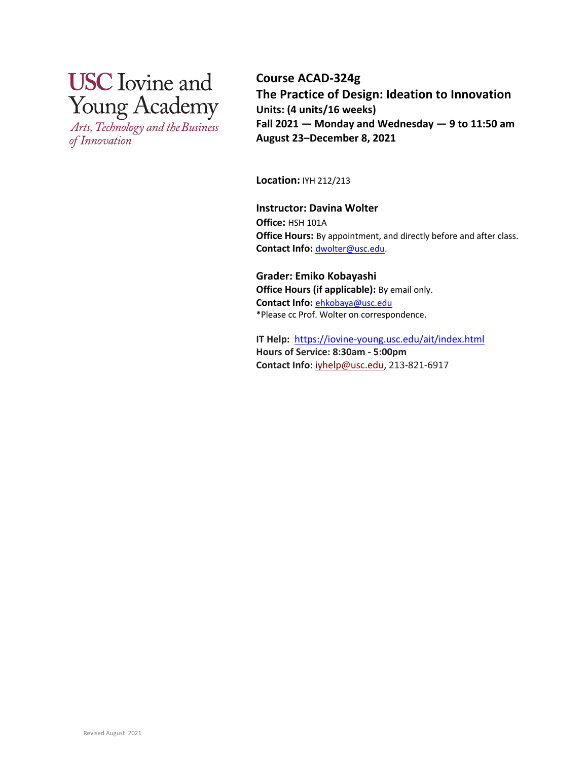USC Iovine and Young Academy

*Arts, Technology and the Business of Innovation*

**Course ACAD-324g**
**The Practice of Design: Ideation to Innovation**
**Units: (4 units/16 weeks)**
**Fall 2021 — Monday and Wednesday — 9 to 11:50 am**
**August 23–December 8, 2021**

**Location:** IYH 212/213

**Instructor: Davina Wolter**
**Office:** HSH 101A
**Office Hours:** By appointment, and directly before and after class.
**Contact Info:** dwolter@usc.edu.

**Grader: Emiko Kobayashi**
**Office Hours (if applicable):** By email only.
**Contact Info:** ehkobaya@usc.edu
*Please cc Prof. Wolter on correspondence.

**IT Help:** https://iovine-young.usc.edu/ait/index.html
**Hours of Service: 8:30am - 5:00pm**
**Contact Info:** iyhelp@usc.edu, 213-821-6917

Revised August 2021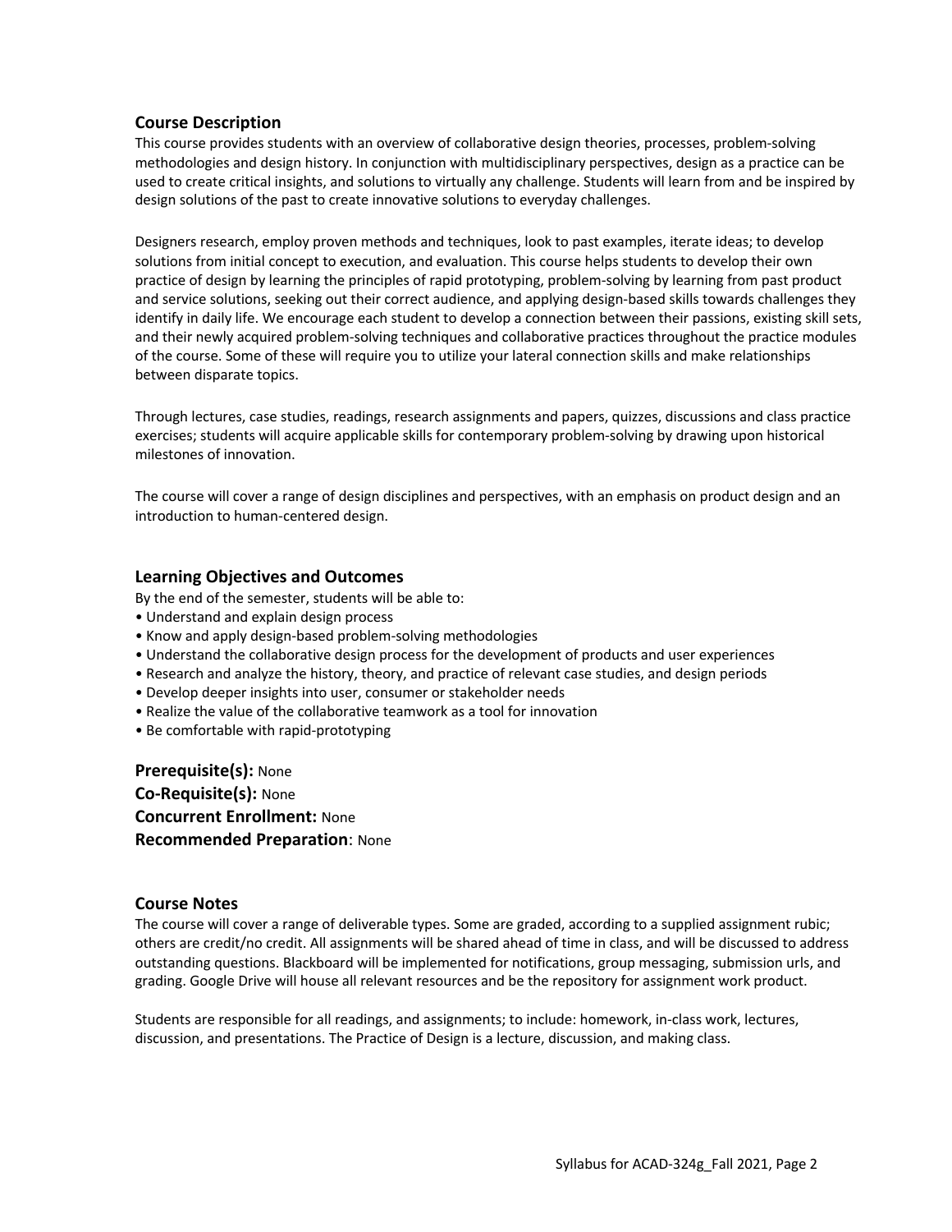## Course Description

This course provides students with an overview of collaborative design theories, processes, problem-solving methodologies and design history. In conjunction with multidisciplinary perspectives, design as a practice can be used to create critical insights, and solutions to virtually any challenge. Students will learn from and be inspired by design solutions of the past to create innovative solutions to everyday challenges.

Designers research, employ proven methods and techniques, look to past examples, iterate ideas; to develop solutions from initial concept to execution, and evaluation. This course helps students to develop their own practice of design by learning the principles of rapid prototyping, problem-solving by learning from past product and service solutions, seeking out their correct audience, and applying design-based skills towards challenges they identify in daily life. We encourage each student to develop a connection between their passions, existing skill sets, and their newly acquired problem-solving techniques and collaborative practices throughout the practice modules of the course. Some of these will require you to utilize your lateral connection skills and make relationships between disparate topics.

Through lectures, case studies, readings, research assignments and papers, quizzes, discussions and class practice exercises; students will acquire applicable skills for contemporary problem-solving by drawing upon historical milestones of innovation.

The course will cover a range of design disciplines and perspectives, with an emphasis on product design and an introduction to human-centered design.

## Learning Objectives and Outcomes

By the end of the semester, students will be able to:

- Understand and explain design process
- Know and apply design-based problem-solving methodologies
- Understand the collaborative design process for the development of products and user experiences
- Research and analyze the history, theory, and practice of relevant case studies, and design periods
- Develop deeper insights into user, consumer or stakeholder needs
- Realize the value of the collaborative teamwork as a tool for innovation
- Be comfortable with rapid-prototyping

**Prerequisite(s):** None
**Co-Requisite(s):** None
**Concurrent Enrollment:** None
**Recommended Preparation**: None

## Course Notes

The course will cover a range of deliverable types. Some are graded, according to a supplied assignment rubic; others are credit/no credit. All assignments will be shared ahead of time in class, and will be discussed to address outstanding questions. Blackboard will be implemented for notifications, group messaging, submission urls, and grading. Google Drive will house all relevant resources and be the repository for assignment work product.

Students are responsible for all readings, and assignments; to include: homework, in-class work, lectures, discussion, and presentations. The Practice of Design is a lecture, discussion, and making class.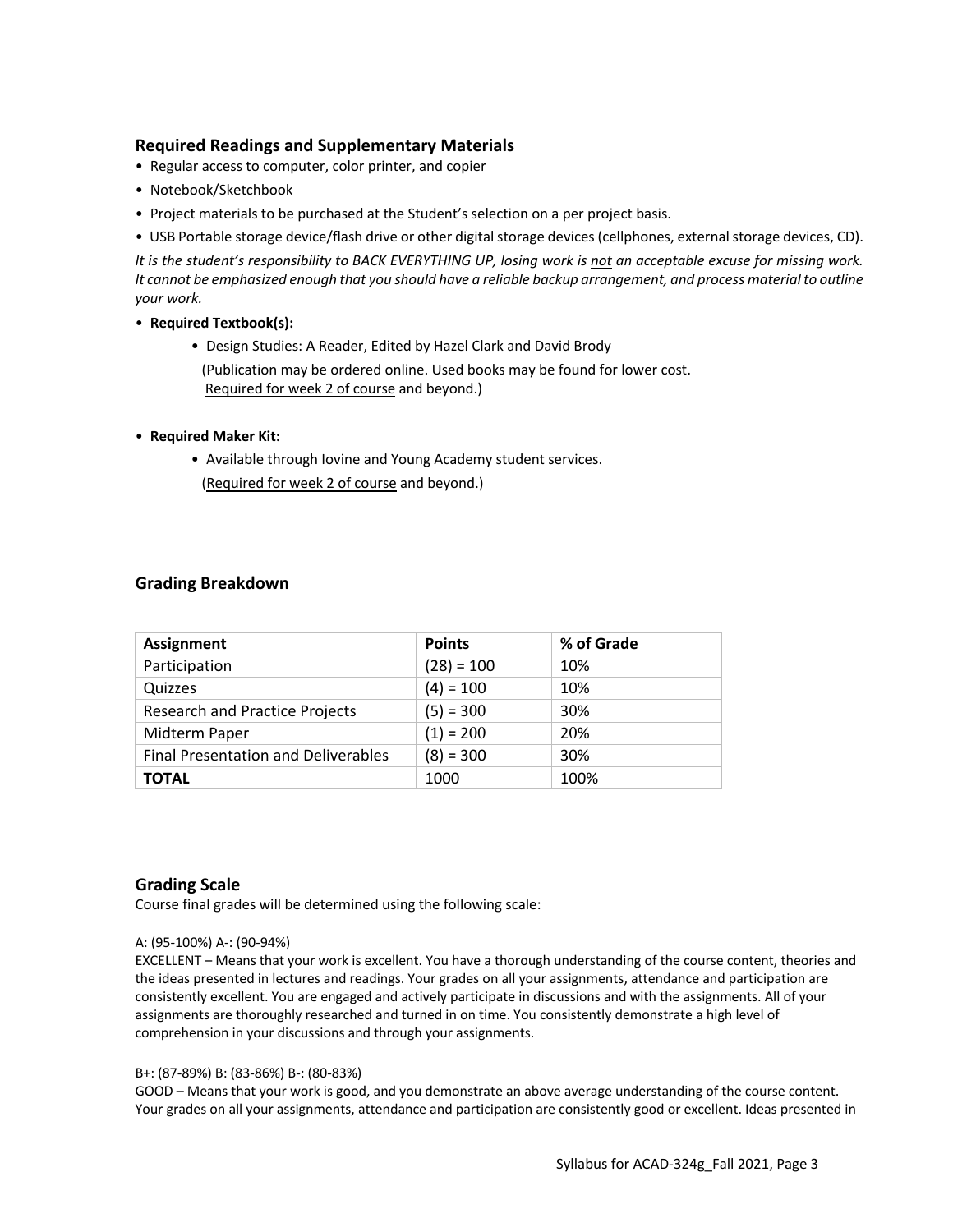## Required Readings and Supplementary Materials

- Regular access to computer, color printer, and copier
- Notebook/Sketchbook
- Project materials to be purchased at the Student's selection on a per project basis.
- USB Portable storage device/flash drive or other digital storage devices (cellphones, external storage devices, CD).

*It is the student's responsibility to BACK EVERYTHING UP, losing work is <u>not</u> an acceptable excuse for missing work. It cannot be emphasized enough that you should have a reliable backup arrangement, and process material to outline your work.*

- **Required Textbook(s):**
  - Design Studies: A Reader, Edited by Hazel Clark and David Brody
    (Publication may be ordered online. Used books may be found for lower cost. <u>Required for week 2 of course</u> and beyond.)

- **Required Maker Kit:**
  - Available through Iovine and Young Academy student services.
    (<u>Required for week 2 of course</u> and beyond.)

## Grading Breakdown

| Assignment | Points | % of Grade |
|---|---|---|
| Participation | (28) = 100 | 10% |
| Quizzes | (4) = 100 | 10% |
| Research and Practice Projects | (5) = 300 | 30% |
| Midterm Paper | (1) = 200 | 20% |
| Final Presentation and Deliverables | (8) = 300 | 30% |
| **TOTAL** | 1000 | 100% |

## Grading Scale

Course final grades will be determined using the following scale:

A: (95-100%) A-: (90-94%)
EXCELLENT – Means that your work is excellent. You have a thorough understanding of the course content, theories and the ideas presented in lectures and readings. Your grades on all your assignments, attendance and participation are consistently excellent. You are engaged and actively participate in discussions and with the assignments. All of your assignments are thoroughly researched and turned in on time. You consistently demonstrate a high level of comprehension in your discussions and through your assignments.

B+: (87-89%) B: (83-86%) B-: (80-83%)
GOOD – Means that your work is good, and you demonstrate an above average understanding of the course content. Your grades on all your assignments, attendance and participation are consistently good or excellent. Ideas presented in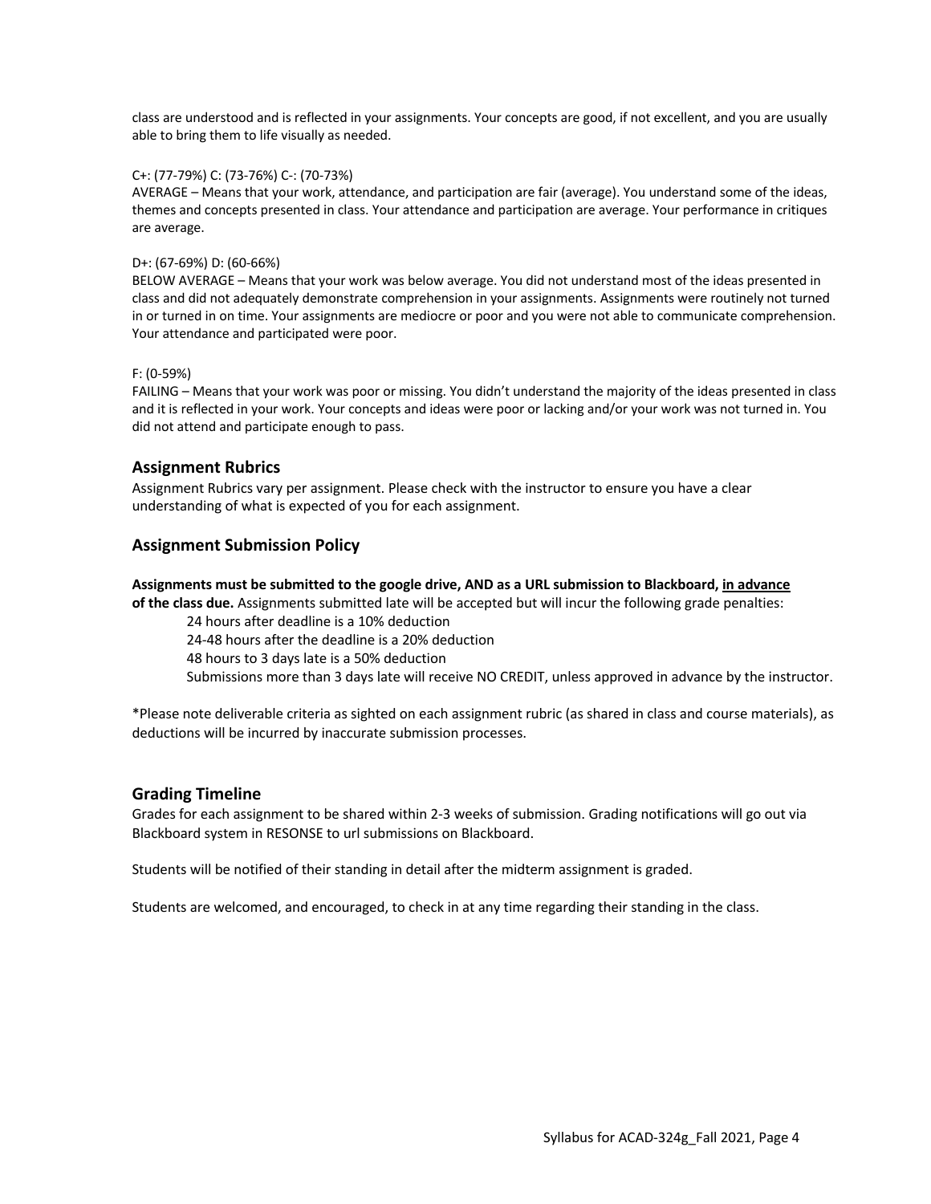class are understood and is reflected in your assignments. Your concepts are good, if not excellent, and you are usually able to bring them to life visually as needed.

C+: (77-79%) C: (73-76%) C-: (70-73%)
AVERAGE – Means that your work, attendance, and participation are fair (average). You understand some of the ideas, themes and concepts presented in class. Your attendance and participation are average. Your performance in critiques are average.

D+: (67-69%) D: (60-66%)
BELOW AVERAGE – Means that your work was below average. You did not understand most of the ideas presented in class and did not adequately demonstrate comprehension in your assignments. Assignments were routinely not turned in or turned in on time. Your assignments are mediocre or poor and you were not able to communicate comprehension. Your attendance and participated were poor.

F: (0-59%)
FAILING – Means that your work was poor or missing. You didn't understand the majority of the ideas presented in class and it is reflected in your work. Your concepts and ideas were poor or lacking and/or your work was not turned in. You did not attend and participate enough to pass.

## Assignment Rubrics

Assignment Rubrics vary per assignment. Please check with the instructor to ensure you have a clear understanding of what is expected of you for each assignment.

## Assignment Submission Policy

**Assignments must be submitted to the google drive, AND as a URL submission to Blackboard, <u>in advance</u> of the class due.** Assignments submitted late will be accepted but will incur the following grade penalties:

- 24 hours after deadline is a 10% deduction
- 24-48 hours after the deadline is a 20% deduction
- 48 hours to 3 days late is a 50% deduction
- Submissions more than 3 days late will receive NO CREDIT, unless approved in advance by the instructor.

*Please note deliverable criteria as sighted on each assignment rubric (as shared in class and course materials), as deductions will be incurred by inaccurate submission processes.

## Grading Timeline

Grades for each assignment to be shared within 2-3 weeks of submission. Grading notifications will go out via Blackboard system in RESONSE to url submissions on Blackboard.

Students will be notified of their standing in detail after the midterm assignment is graded.

Students are welcomed, and encouraged, to check in at any time regarding their standing in the class.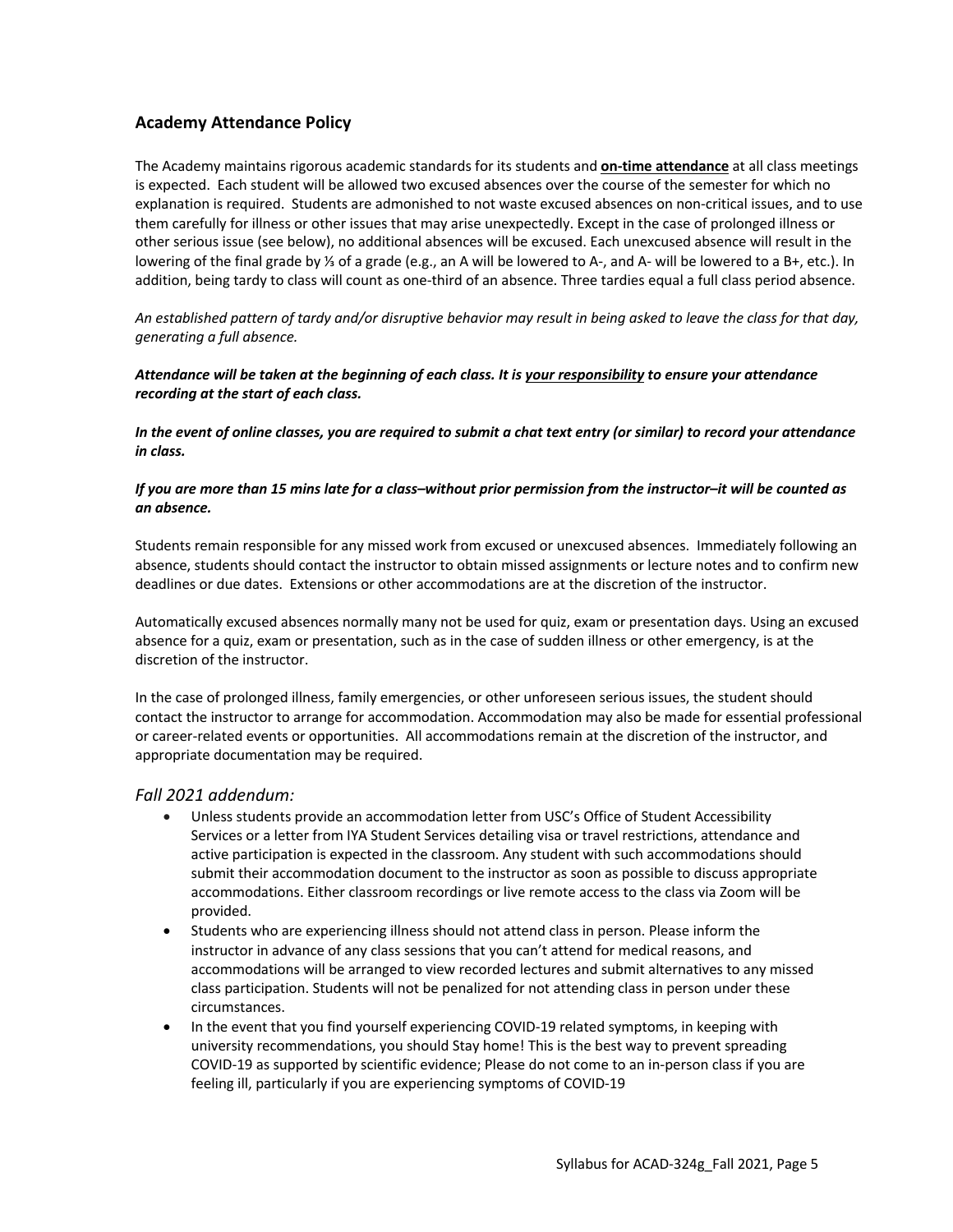## Academy Attendance Policy

The Academy maintains rigorous academic standards for its students and **on-time attendance** at all class meetings is expected. Each student will be allowed two excused absences over the course of the semester for which no explanation is required. Students are admonished to not waste excused absences on non-critical issues, and to use them carefully for illness or other issues that may arise unexpectedly. Except in the case of prolonged illness or other serious issue (see below), no additional absences will be excused. Each unexcused absence will result in the lowering of the final grade by ⅓ of a grade (e.g., an A will be lowered to A-, and A- will be lowered to a B+, etc.). In addition, being tardy to class will count as one-third of an absence. Three tardies equal a full class period absence.

*An established pattern of tardy and/or disruptive behavior may result in being asked to leave the class for that day, generating a full absence.*

***Attendance will be taken at the beginning of each class. It is your responsibility to ensure your attendance recording at the start of each class.***

***In the event of online classes, you are required to submit a chat text entry (or similar) to record your attendance in class.***

***If you are more than 15 mins late for a class–without prior permission from the instructor–it will be counted as an absence.***

Students remain responsible for any missed work from excused or unexcused absences. Immediately following an absence, students should contact the instructor to obtain missed assignments or lecture notes and to confirm new deadlines or due dates. Extensions or other accommodations are at the discretion of the instructor.

Automatically excused absences normally many not be used for quiz, exam or presentation days. Using an excused absence for a quiz, exam or presentation, such as in the case of sudden illness or other emergency, is at the discretion of the instructor.

In the case of prolonged illness, family emergencies, or other unforeseen serious issues, the student should contact the instructor to arrange for accommodation. Accommodation may also be made for essential professional or career-related events or opportunities. All accommodations remain at the discretion of the instructor, and appropriate documentation may be required.

### *Fall 2021 addendum:*

- Unless students provide an accommodation letter from USC's Office of Student Accessibility Services or a letter from IYA Student Services detailing visa or travel restrictions, attendance and active participation is expected in the classroom. Any student with such accommodations should submit their accommodation document to the instructor as soon as possible to discuss appropriate accommodations. Either classroom recordings or live remote access to the class via Zoom will be provided.
- Students who are experiencing illness should not attend class in person. Please inform the instructor in advance of any class sessions that you can't attend for medical reasons, and accommodations will be arranged to view recorded lectures and submit alternatives to any missed class participation. Students will not be penalized for not attending class in person under these circumstances.
- In the event that you find yourself experiencing COVID-19 related symptoms, in keeping with university recommendations, you should Stay home! This is the best way to prevent spreading COVID-19 as supported by scientific evidence; Please do not come to an in-person class if you are feeling ill, particularly if you are experiencing symptoms of COVID-19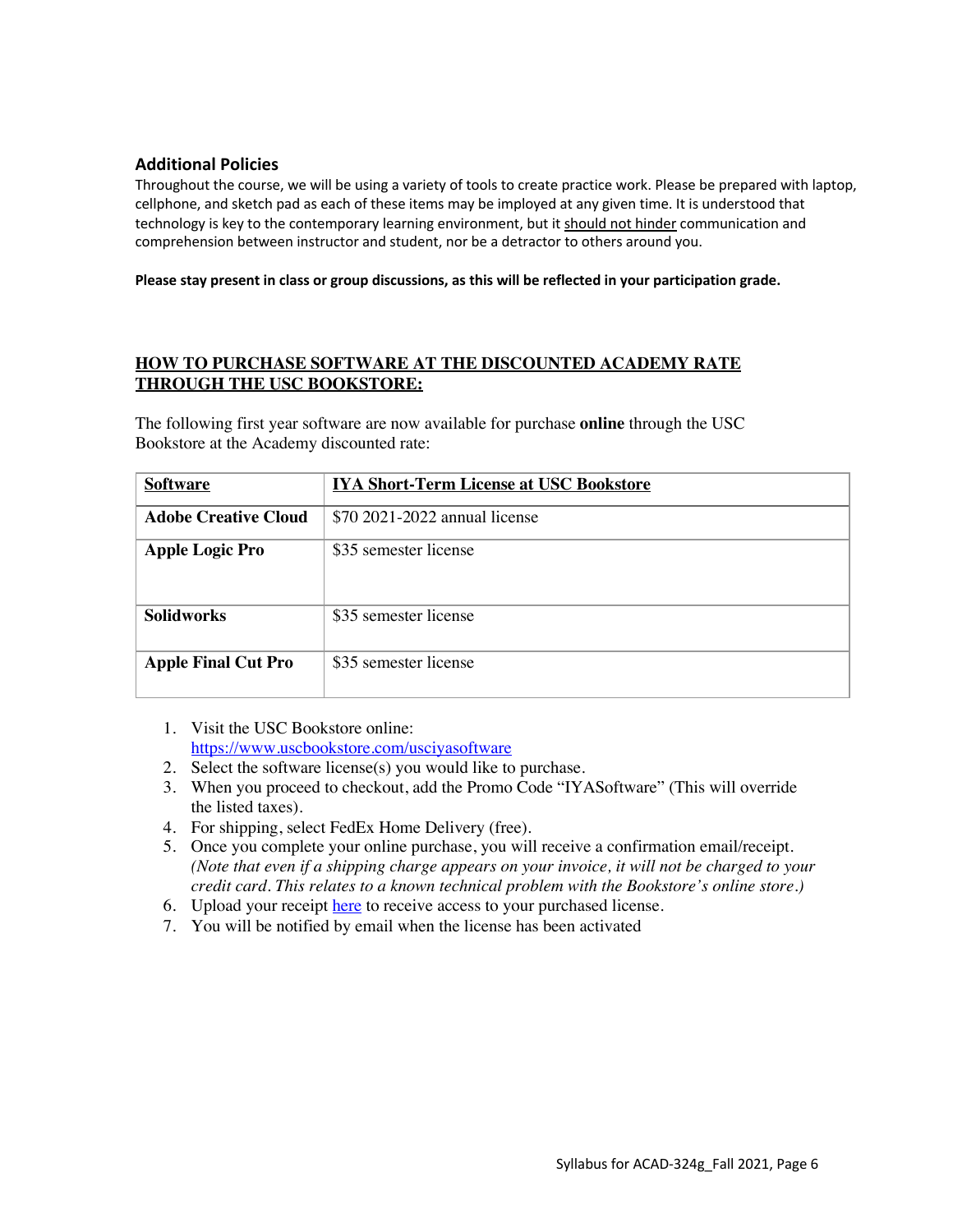## Additional Policies

Throughout the course, we will be using a variety of tools to create practice work. Please be prepared with laptop, cellphone, and sketch pad as each of these items may be imployed at any given time. It is understood that technology is key to the contemporary learning environment, but it should not hinder communication and comprehension between instructor and student, nor be a detractor to others around you.

**Please stay present in class or group discussions, as this will be reflected in your participation grade.**

## HOW TO PURCHASE SOFTWARE AT THE DISCOUNTED ACADEMY RATE THROUGH THE USC BOOKSTORE:

The following first year software are now available for purchase **online** through the USC Bookstore at the Academy discounted rate:

| Software | IYA Short-Term License at USC Bookstore |
|---|---|
| **Adobe Creative Cloud** | $70 2021-2022 annual license |
| **Apple Logic Pro** | $35 semester license |
| **Solidworks** | $35 semester license |
| **Apple Final Cut Pro** | $35 semester license |

1. Visit the USC Bookstore online: https://www.uscbookstore.com/usciyasoftware
2. Select the software license(s) you would like to purchase.
3. When you proceed to checkout, add the Promo Code "IYASoftware" (This will override the listed taxes).
4. For shipping, select FedEx Home Delivery (free).
5. Once you complete your online purchase, you will receive a confirmation email/receipt. *(Note that even if a shipping charge appears on your invoice, it will not be charged to your credit card. This relates to a known technical problem with the Bookstore's online store.)*
6. Upload your receipt here to receive access to your purchased license.
7. You will be notified by email when the license has been activated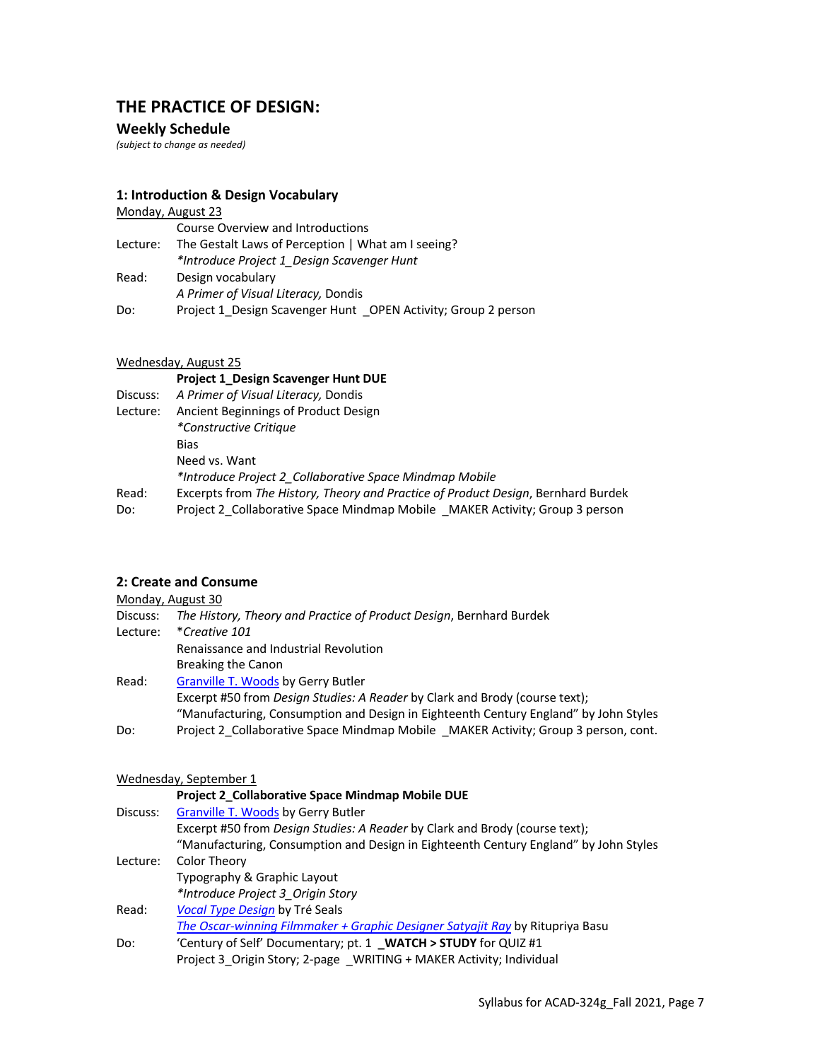## THE PRACTICE OF DESIGN:

### Weekly Schedule

*(subject to change as needed)*

#### 1: Introduction & Design Vocabulary

Monday, August 23

| | |
|---|---|
| | Course Overview and Introductions |
| Lecture: | The Gestalt Laws of Perception \| What am I seeing? |
| | *\*Introduce Project 1_Design Scavenger Hunt* |
| Read: | Design vocabulary |
| | *A Primer of Visual Literacy,* Dondis |
| Do: | Project 1_Design Scavenger Hunt _OPEN Activity; Group 2 person |

Wednesday, August 25

| | |
|---|---|
| | **Project 1_Design Scavenger Hunt DUE** |
| Discuss: | *A Primer of Visual Literacy,* Dondis |
| Lecture: | Ancient Beginnings of Product Design |
| | *\*Constructive Critique* |
| | Bias |
| | Need vs. Want |
| | *\*Introduce Project 2_Collaborative Space Mindmap Mobile* |
| Read: | Excerpts from *The History, Theory and Practice of Product Design*, Bernhard Burdek |
| Do: | Project 2_Collaborative Space Mindmap Mobile _MAKER Activity; Group 3 person |

#### 2: Create and Consume

Monday, August 30

| | |
|---|---|
| Discuss: | *The History, Theory and Practice of Product Design*, Bernhard Burdek |
| Lecture: | \**Creative 101* |
| | Renaissance and Industrial Revolution |
| | Breaking the Canon |
| Read: | Granville T. Woods by Gerry Butler |
| | Excerpt #50 from *Design Studies: A Reader* by Clark and Brody (course text); |
| | "Manufacturing, Consumption and Design in Eighteenth Century England" by John Styles |
| Do: | Project 2_Collaborative Space Mindmap Mobile _MAKER Activity; Group 3 person, cont. |

Wednesday, September 1

| | |
|---|---|
| | **Project 2_Collaborative Space Mindmap Mobile DUE** |
| Discuss: | Granville T. Woods by Gerry Butler |
| | Excerpt #50 from *Design Studies: A Reader* by Clark and Brody (course text); |
| | "Manufacturing, Consumption and Design in Eighteenth Century England" by John Styles |
| Lecture: | Color Theory |
| | Typography & Graphic Layout |
| | *\*Introduce Project 3_Origin Story* |
| Read: | *Vocal Type Design* by Tré Seals |
| | *The Oscar-winning Filmmaker + Graphic Designer Satyajit Ray* by Ritupriya Basu |
| Do: | 'Century of Self' Documentary; pt. 1 **_WATCH > STUDY** for QUIZ #1 |
| | Project 3_Origin Story; 2-page _WRITING + MAKER Activity; Individual |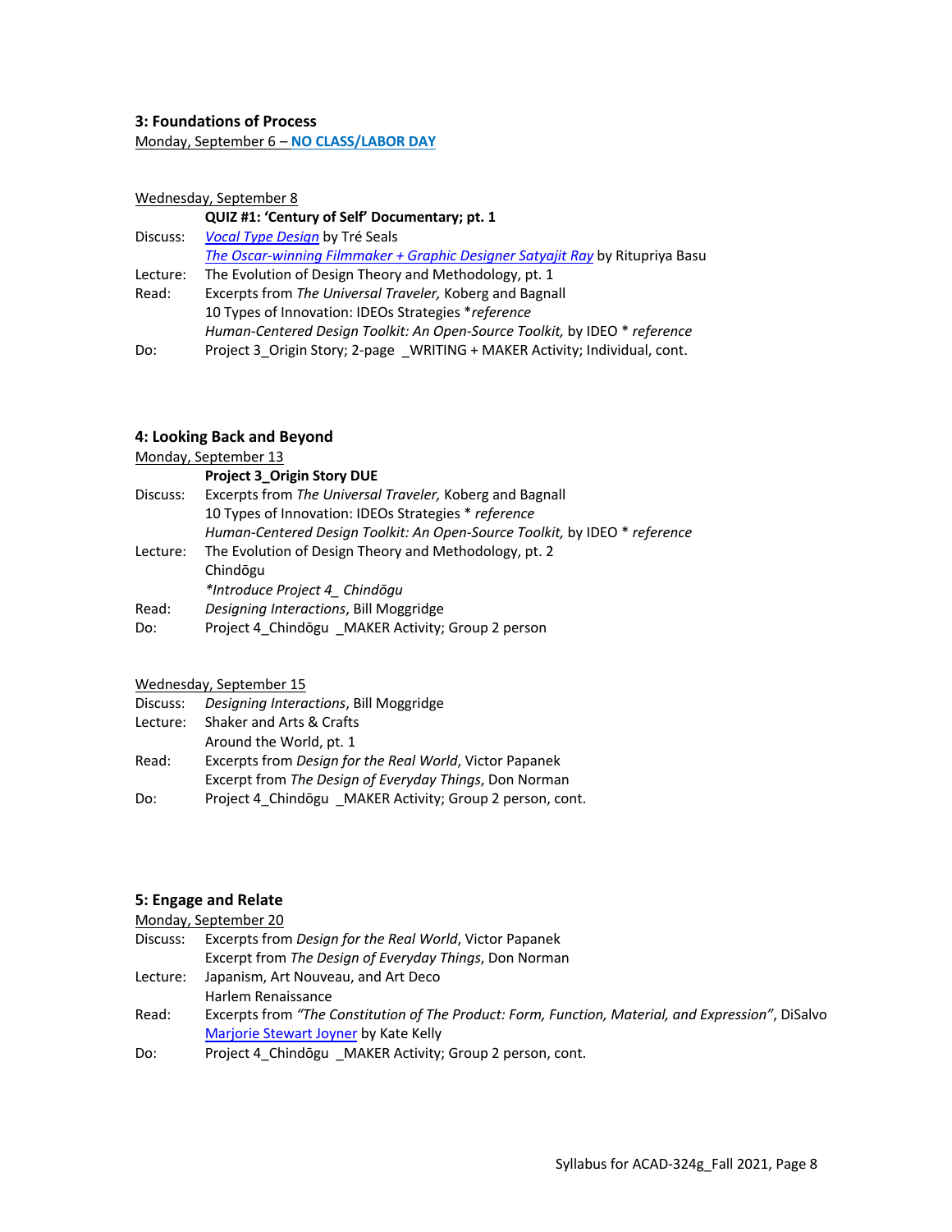### 3: Foundations of Process

Monday, September 6 – **NO CLASS/LABOR DAY**

Wednesday, September 8

**QUIZ #1: 'Century of Self' Documentary; pt. 1**

Discuss: *Vocal Type Design* by Tré Seals
*The Oscar-winning Filmmaker + Graphic Designer Satyajit Ray* by Ritupriya Basu

Lecture: The Evolution of Design Theory and Methodology, pt. 1

Read: Excerpts from *The Universal Traveler,* Koberg and Bagnall
10 Types of Innovation: IDEOs Strategies **reference*
*Human-Centered Design Toolkit: An Open-Source Toolkit,* by IDEO * *reference*

Do: Project 3_Origin Story; 2-page _WRITING + MAKER Activity; Individual, cont.

### 4: Looking Back and Beyond

Monday, September 13

**Project 3_Origin Story DUE**

Discuss: Excerpts from *The Universal Traveler,* Koberg and Bagnall
10 Types of Innovation: IDEOs Strategies * *reference*
*Human-Centered Design Toolkit: An Open-Source Toolkit,* by IDEO * *reference*

Lecture: The Evolution of Design Theory and Methodology, pt. 2
Chindōgu
**Introduce Project 4_ Chindōgu*

Read: *Designing Interactions*, Bill Moggridge

Do: Project 4_Chindōgu _MAKER Activity; Group 2 person

Wednesday, September 15

Discuss: *Designing Interactions*, Bill Moggridge

Lecture: Shaker and Arts & Crafts
Around the World, pt. 1

Read: Excerpts from *Design for the Real World*, Victor Papanek
Excerpt from *The Design of Everyday Things*, Don Norman

Do: Project 4_Chindōgu _MAKER Activity; Group 2 person, cont.

### 5: Engage and Relate

Monday, September 20

Discuss: Excerpts from *Design for the Real World*, Victor Papanek
Excerpt from *The Design of Everyday Things*, Don Norman

Lecture: Japanism, Art Nouveau, and Art Deco
Harlem Renaissance

Read: Excerpts from *"The Constitution of The Product: Form, Function, Material, and Expression"*, DiSalvo
Marjorie Stewart Joyner by Kate Kelly

Do: Project 4_Chindōgu _MAKER Activity; Group 2 person, cont.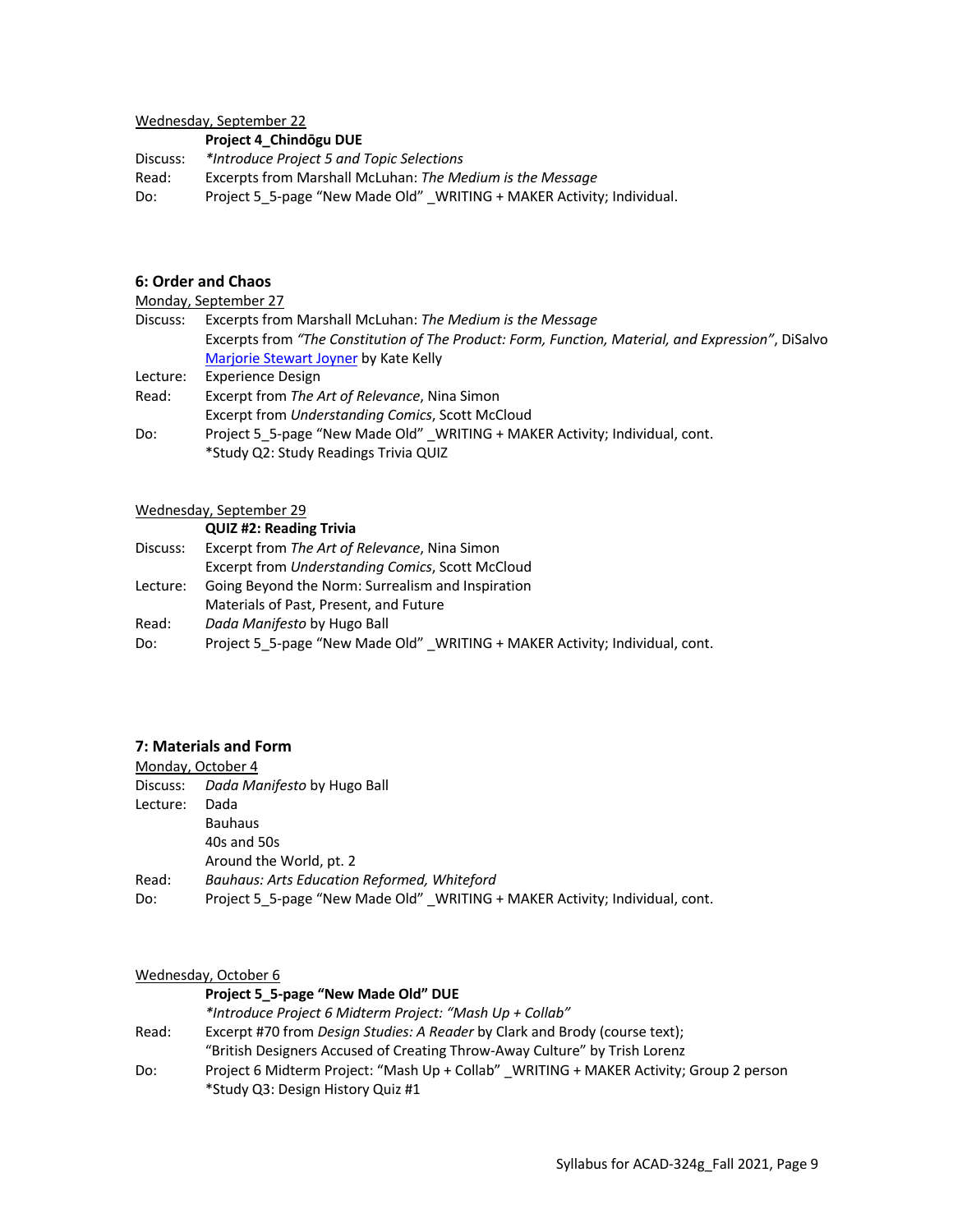Wednesday, September 22

**Project 4_Chindōgu DUE**

Discuss: *\*Introduce Project 5 and Topic Selections*

Read: Excerpts from Marshall McLuhan: *The Medium is the Message*

Do: Project 5_5-page "New Made Old" _WRITING + MAKER Activity; Individual.

### 6: Order and Chaos

Monday, September 27

Discuss: Excerpts from Marshall McLuhan: *The Medium is the Message*
Excerpts from *"The Constitution of The Product: Form, Function, Material, and Expression"*, DiSalvo
[Marjorie Stewart Joyner] by Kate Kelly

Lecture: Experience Design

Read: Excerpt from *The Art of Relevance*, Nina Simon
Excerpt from *Understanding Comics*, Scott McCloud

Do: Project 5_5-page "New Made Old" _WRITING + MAKER Activity; Individual, cont.
\*Study Q2: Study Readings Trivia QUIZ

Wednesday, September 29

**QUIZ #2: Reading Trivia**

Discuss: Excerpt from *The Art of Relevance*, Nina Simon
Excerpt from *Understanding Comics*, Scott McCloud

Lecture: Going Beyond the Norm: Surrealism and Inspiration
Materials of Past, Present, and Future

Read: *Dada Manifesto* by Hugo Ball

Do: Project 5_5-page "New Made Old" _WRITING + MAKER Activity; Individual, cont.

### 7: Materials and Form

Monday, October 4

Discuss: *Dada Manifesto* by Hugo Ball

Lecture: Dada
Bauhaus
40s and 50s
Around the World, pt. 2

Read: *Bauhaus: Arts Education Reformed, Whiteford*

Do: Project 5_5-page "New Made Old" _WRITING + MAKER Activity; Individual, cont.

Wednesday, October 6

**Project 5_5-page "New Made Old" DUE**

*\*Introduce Project 6 Midterm Project: "Mash Up + Collab"*

Read: Excerpt #70 from *Design Studies: A Reader* by Clark and Brody (course text);
"British Designers Accused of Creating Throw-Away Culture" by Trish Lorenz

Do: Project 6 Midterm Project: "Mash Up + Collab" _WRITING + MAKER Activity; Group 2 person
\*Study Q3: Design History Quiz #1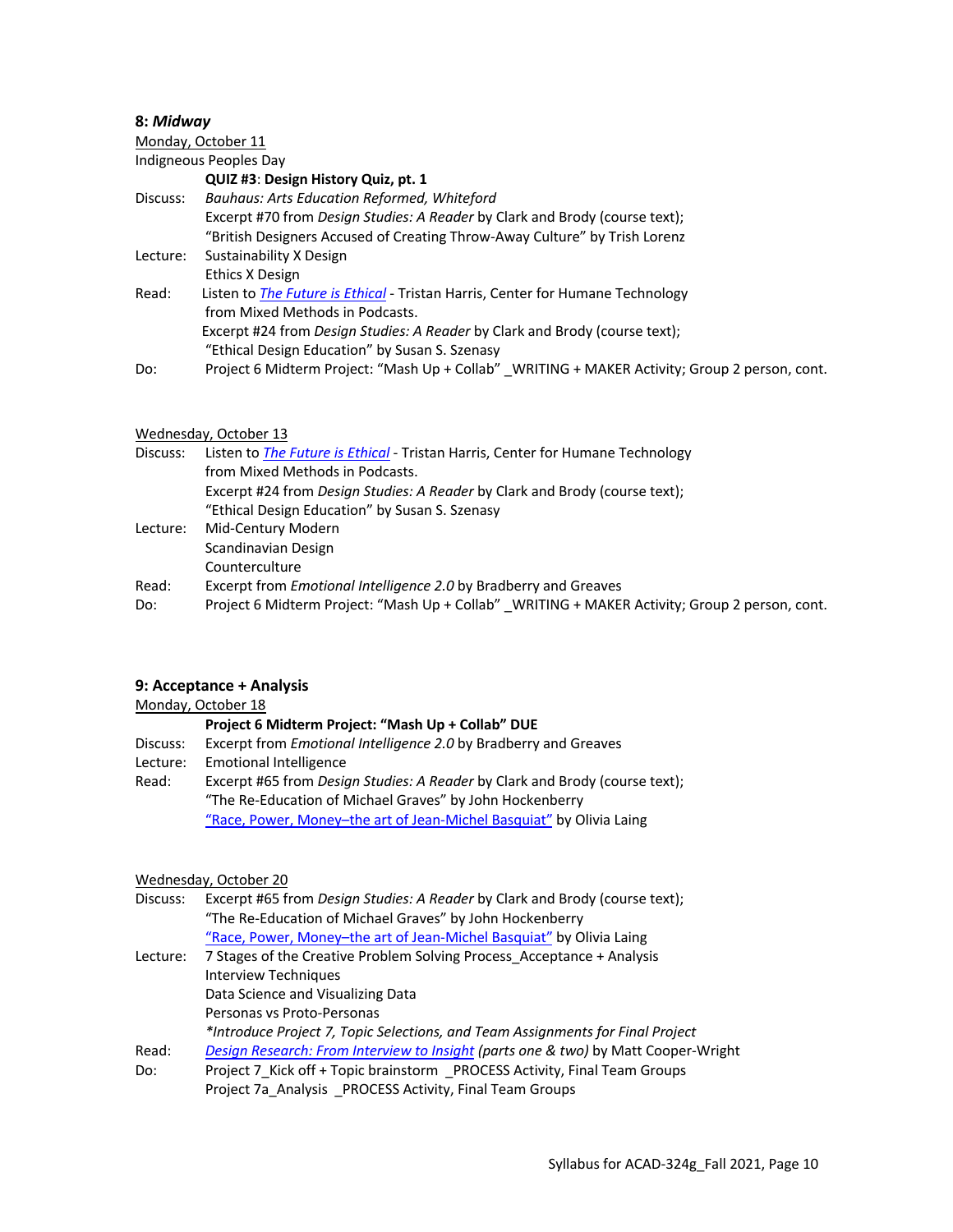### 8: *Midway*

Monday, October 11

Indigneous Peoples Day

**QUIZ #3**: **Design History Quiz, pt. 1**

Discuss: *Bauhaus: Arts Education Reformed, Whiteford*
Excerpt #70 from *Design Studies: A Reader* by Clark and Brody (course text);
"British Designers Accused of Creating Throw-Away Culture" by Trish Lorenz

Lecture: Sustainability X Design
Ethics X Design

Read: Listen to *The Future is Ethical* - Tristan Harris, Center for Humane Technology
from Mixed Methods in Podcasts.
Excerpt #24 from *Design Studies: A Reader* by Clark and Brody (course text);
"Ethical Design Education" by Susan S. Szenasy

Do: Project 6 Midterm Project: "Mash Up + Collab" _WRITING + MAKER Activity; Group 2 person, cont.

Wednesday, October 13

Discuss: Listen to *The Future is Ethical* - Tristan Harris, Center for Humane Technology
from Mixed Methods in Podcasts.
Excerpt #24 from *Design Studies: A Reader* by Clark and Brody (course text);
"Ethical Design Education" by Susan S. Szenasy

Lecture: Mid-Century Modern
Scandinavian Design
Counterculture

Read: Excerpt from *Emotional Intelligence 2.0* by Bradberry and Greaves

Do: Project 6 Midterm Project: "Mash Up + Collab" _WRITING + MAKER Activity; Group 2 person, cont.

### 9: Acceptance + Analysis

Monday, October 18

**Project 6 Midterm Project: "Mash Up + Collab" DUE**

Discuss: Excerpt from *Emotional Intelligence 2.0* by Bradberry and Greaves

Lecture: Emotional Intelligence

Read: Excerpt #65 from *Design Studies: A Reader* by Clark and Brody (course text);
"The Re-Education of Michael Graves" by John Hockenberry
"Race, Power, Money–the art of Jean-Michel Basquiat" by Olivia Laing

Wednesday, October 20

Discuss: Excerpt #65 from *Design Studies: A Reader* by Clark and Brody (course text);
"The Re-Education of Michael Graves" by John Hockenberry
"Race, Power, Money–the art of Jean-Michel Basquiat" by Olivia Laing

Lecture: 7 Stages of the Creative Problem Solving Process_Acceptance + Analysis
Interview Techniques
Data Science and Visualizing Data
Personas vs Proto-Personas
*\*Introduce Project 7, Topic Selections, and Team Assignments for Final Project*

Read: *Design Research: From Interview to Insight (parts one & two)* by Matt Cooper-Wright

Do: Project 7_Kick off + Topic brainstorm _PROCESS Activity, Final Team Groups
Project 7a_Analysis _PROCESS Activity, Final Team Groups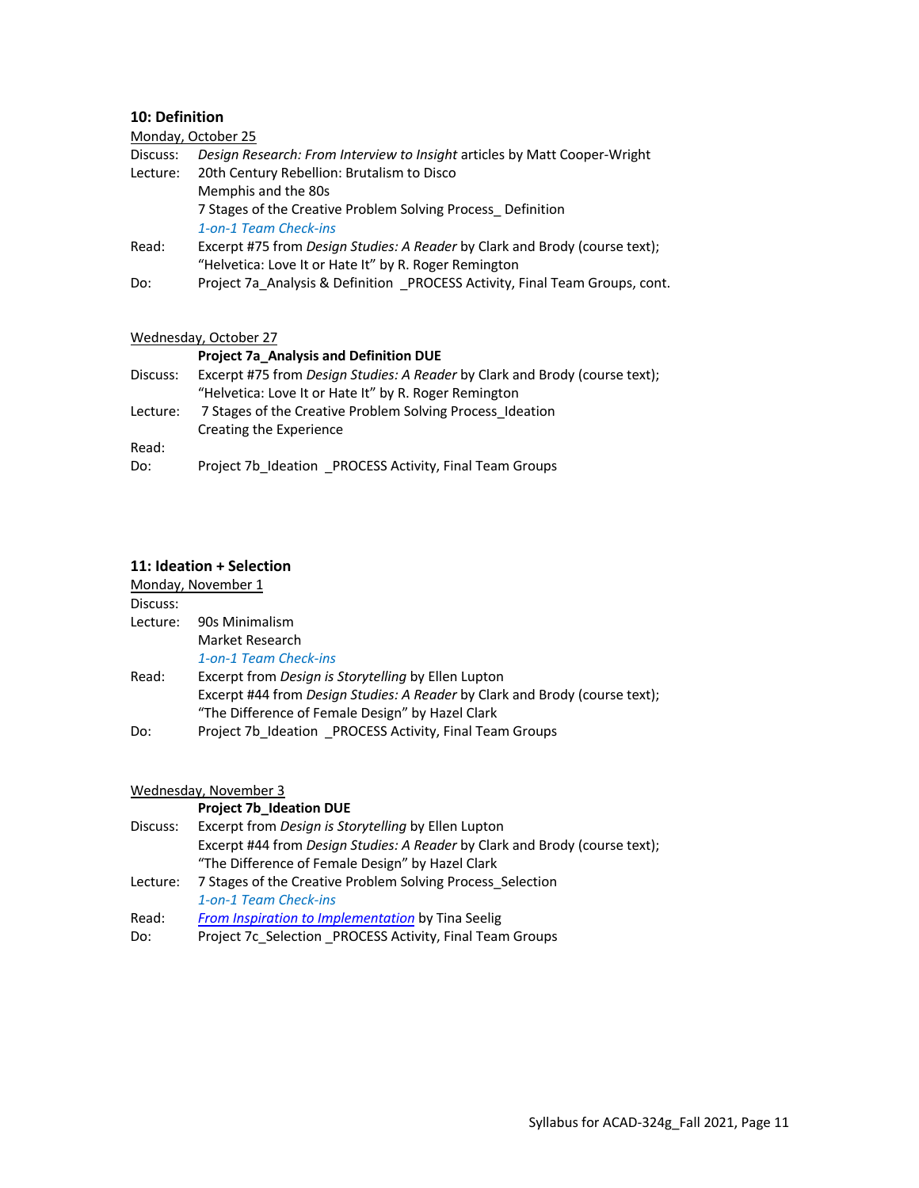### 10: Definition

<u>Monday, October 25</u>

Discuss: *Design Research: From Interview to Insight* articles by Matt Cooper-Wright

Lecture: 20th Century Rebellion: Brutalism to Disco
Memphis and the 80s
7 Stages of the Creative Problem Solving Process_ Definition
*1-on-1 Team Check-ins*

Read: Excerpt #75 from *Design Studies: A Reader* by Clark and Brody (course text);
"Helvetica: Love It or Hate It" by R. Roger Remington

Do: Project 7a_Analysis & Definition _PROCESS Activity, Final Team Groups, cont.

<u>Wednesday, October 27</u>

**Project 7a_Analysis and Definition DUE**

Discuss: Excerpt #75 from *Design Studies: A Reader* by Clark and Brody (course text);
"Helvetica: Love It or Hate It" by R. Roger Remington

Lecture: 7 Stages of the Creative Problem Solving Process_Ideation
Creating the Experience

Read:

Do: Project 7b_Ideation _PROCESS Activity, Final Team Groups

### 11: Ideation + Selection

<u>Monday, November 1</u>

Discuss:

Lecture: 90s Minimalism
Market Research
*1-on-1 Team Check-ins*

Read: Excerpt from *Design is Storytelling* by Ellen Lupton
Excerpt #44 from *Design Studies: A Reader* by Clark and Brody (course text);
"The Difference of Female Design" by Hazel Clark

Do: Project 7b_Ideation _PROCESS Activity, Final Team Groups

<u>Wednesday, November 3</u>

**Project 7b_Ideation DUE**

Discuss: Excerpt from *Design is Storytelling* by Ellen Lupton
Excerpt #44 from *Design Studies: A Reader* by Clark and Brody (course text);
"The Difference of Female Design" by Hazel Clark

Lecture: 7 Stages of the Creative Problem Solving Process_Selection
*1-on-1 Team Check-ins*

Read: *From Inspiration to Implementation* by Tina Seelig

Do: Project 7c_Selection _PROCESS Activity, Final Team Groups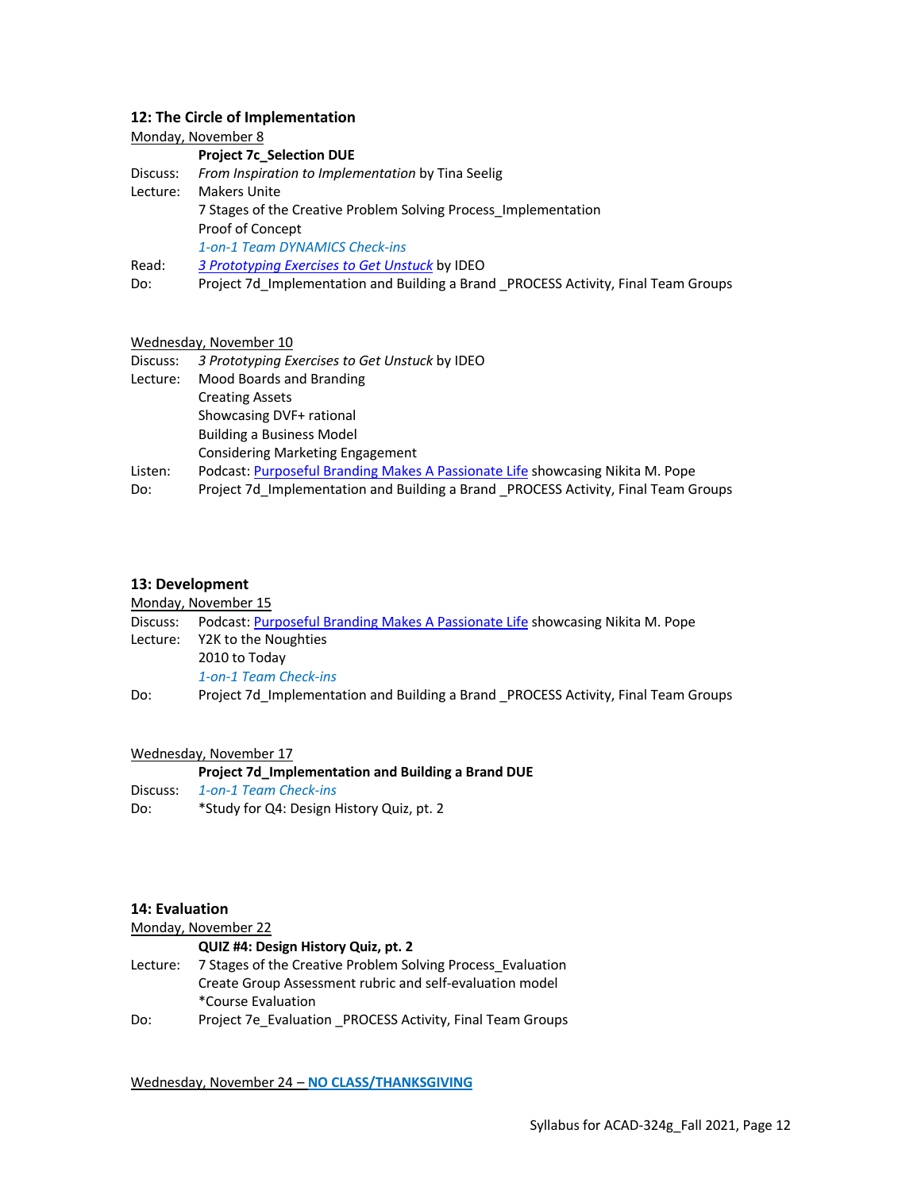### 12: The Circle of Implementation

Monday, November 8

**Project 7c_Selection DUE**

Discuss: *From Inspiration to Implementation* by Tina Seelig

Lecture: Makers Unite
7 Stages of the Creative Problem Solving Process_Implementation
Proof of Concept
*1-on-1 Team DYNAMICS Check-ins*

Read: *3 Prototyping Exercises to Get Unstuck* by IDEO

Do: Project 7d_Implementation and Building a Brand _PROCESS Activity, Final Team Groups

Wednesday, November 10

Discuss: *3 Prototyping Exercises to Get Unstuck* by IDEO

Lecture: Mood Boards and Branding
Creating Assets
Showcasing DVF+ rational
Building a Business Model
Considering Marketing Engagement

Listen: Podcast: Purposeful Branding Makes A Passionate Life showcasing Nikita M. Pope

Do: Project 7d_Implementation and Building a Brand _PROCESS Activity, Final Team Groups

### 13: Development

Monday, November 15

Discuss: Podcast: Purposeful Branding Makes A Passionate Life showcasing Nikita M. Pope

Lecture: Y2K to the Noughties
2010 to Today
*1-on-1 Team Check-ins*

Do: Project 7d_Implementation and Building a Brand _PROCESS Activity, Final Team Groups

Wednesday, November 17

**Project 7d_Implementation and Building a Brand DUE**

Discuss: *1-on-1 Team Check-ins*

Do: *Study for Q4: Design History Quiz, pt. 2

### 14: Evaluation

Monday, November 22

**QUIZ #4: Design History Quiz, pt. 2**

Lecture: 7 Stages of the Creative Problem Solving Process_Evaluation
Create Group Assessment rubric and self-evaluation model
*Course Evaluation

Do: Project 7e_Evaluation _PROCESS Activity, Final Team Groups

Wednesday, November 24 – **NO CLASS/THANKSGIVING**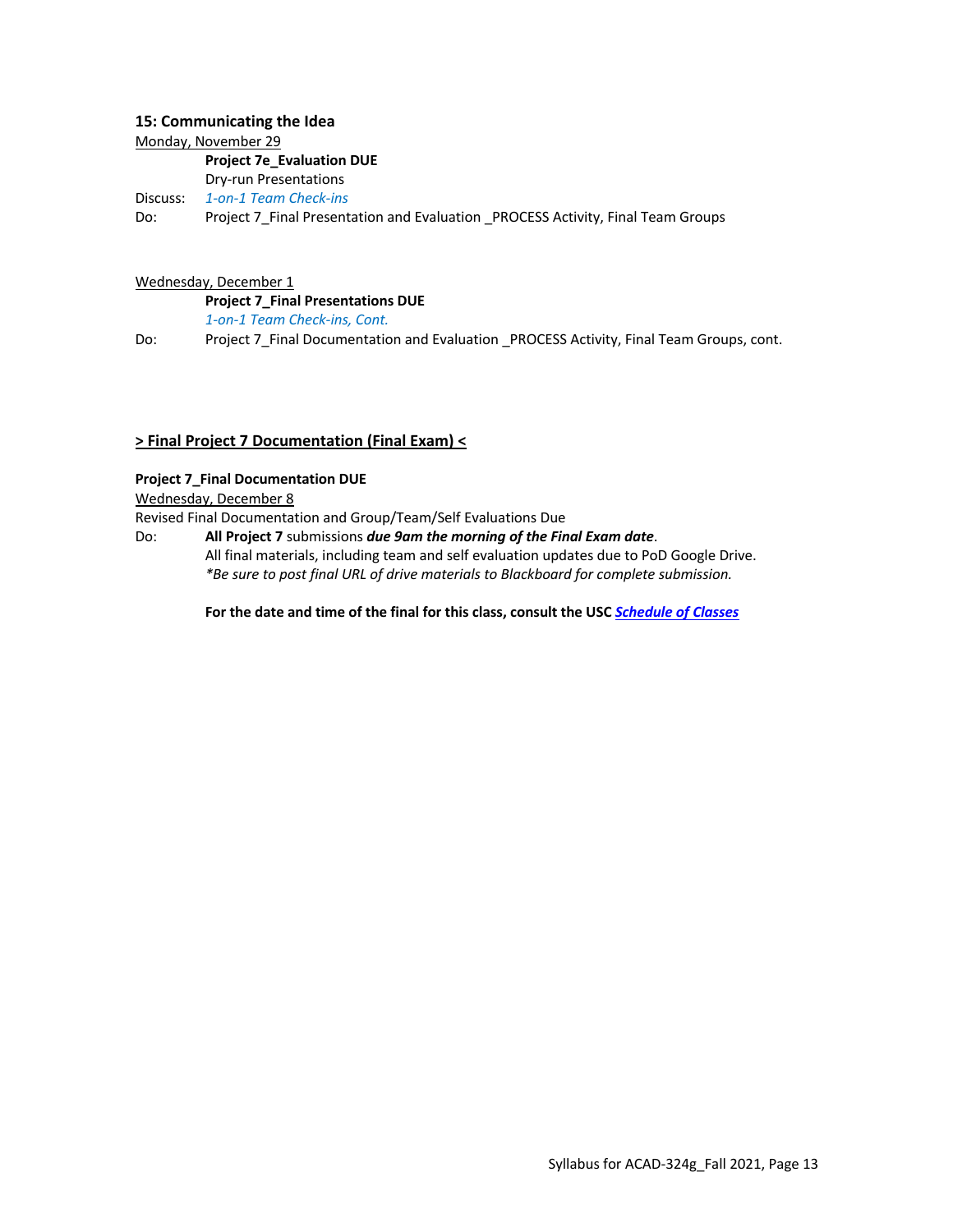### 15: Communicating the Idea

Monday, November 29

**Project 7e_Evaluation DUE**

Dry-run Presentations

Discuss: *1-on-1 Team Check-ins*

Do: Project 7_Final Presentation and Evaluation _PROCESS Activity, Final Team Groups

Wednesday, December 1

**Project 7_Final Presentations DUE**

*1-on-1 Team Check-ins, Cont.*

Do: Project 7_Final Documentation and Evaluation _PROCESS Activity, Final Team Groups, cont.

### > Final Project 7 Documentation (Final Exam) <

**Project 7_Final Documentation DUE**

Wednesday, December 8

Revised Final Documentation and Group/Team/Self Evaluations Due

Do: **All Project 7** submissions ***due 9am the morning of the Final Exam date***.
All final materials, including team and self evaluation updates due to PoD Google Drive.
**Be sure to post final URL of drive materials to Blackboard for complete submission.*

**For the date and time of the final for this class, consult the USC *Schedule of Classes***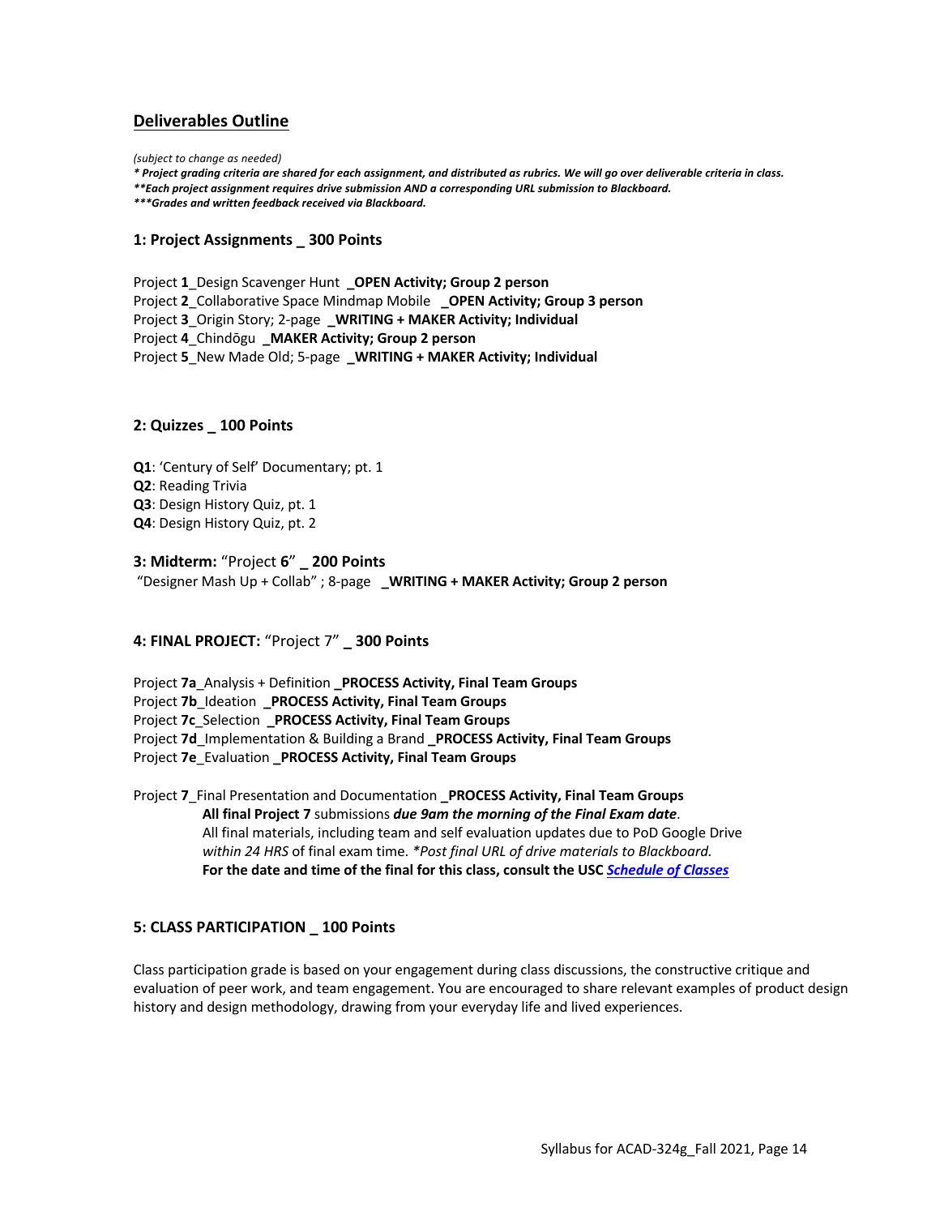## Deliverables Outline

*(subject to change as needed)*
***\* Project grading criteria are shared for each assignment, and distributed as rubrics. We will go over deliverable criteria in class.***
***\*\*Each project assignment requires drive submission AND a corresponding URL submission to Blackboard.***
***\*\*\*Grades and written feedback received via Blackboard.***

### 1: Project Assignments _ 300 Points

Project **1**_Design Scavenger Hunt **_OPEN Activity; Group 2 person**
Project **2**_Collaborative Space Mindmap Mobile **_OPEN Activity; Group 3 person**
Project **3**_Origin Story; 2-page **_WRITING + MAKER Activity; Individual**
Project **4**_Chindōgu **_MAKER Activity; Group 2 person**
Project **5**_New Made Old; 5-page **_WRITING + MAKER Activity; Individual**

### 2: Quizzes _ 100 Points

**Q1**: 'Century of Self' Documentary; pt. 1
**Q2**: Reading Trivia
**Q3**: Design History Quiz, pt. 1
**Q4**: Design History Quiz, pt. 2

### 3: Midterm: "Project 6" _ 200 Points

"Designer Mash Up + Collab" ; 8-page **_WRITING + MAKER Activity; Group 2 person**

### 4: FINAL PROJECT: "Project 7" _ 300 Points

Project **7a**_Analysis + Definition **_PROCESS Activity, Final Team Groups**
Project **7b**_Ideation **_PROCESS Activity, Final Team Groups**
Project **7c**_Selection **_PROCESS Activity, Final Team Groups**
Project **7d**_Implementation & Building a Brand **_PROCESS Activity, Final Team Groups**
Project **7e**_Evaluation **_PROCESS Activity, Final Team Groups**

Project **7**_Final Presentation and Documentation **_PROCESS Activity, Final Team Groups**
**All final Project 7** submissions ***due 9am the morning of the Final Exam date***.
All final materials, including team and self evaluation updates due to PoD Google Drive *within 24 HRS* of final exam time. *\*Post final URL of drive materials to Blackboard.*
**For the date and time of the final for this class, consult the USC *Schedule of Classes***

### 5: CLASS PARTICIPATION _ 100 Points

Class participation grade is based on your engagement during class discussions, the constructive critique and evaluation of peer work, and team engagement. You are encouraged to share relevant examples of product design history and design methodology, drawing from your everyday life and lived experiences.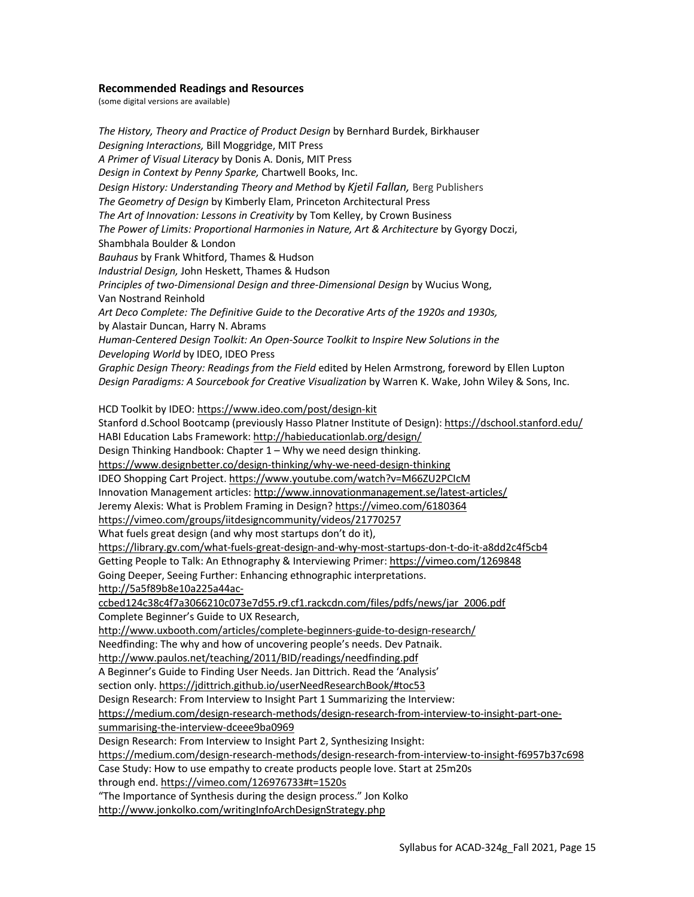**Recommended Readings and Resources**

(some digital versions are available)

*The History, Theory and Practice of Product Design* by Bernhard Burdek, Birkhauser
*Designing Interactions,* Bill Moggridge, MIT Press
*A Primer of Visual Literacy* by Donis A. Donis, MIT Press
*Design in Context by Penny Sparke,* Chartwell Books, Inc.
*Design History: Understanding Theory and Method* by *Kjetil Fallan,* Berg Publishers
*The Geometry of Design* by Kimberly Elam, Princeton Architectural Press
*The Art of Innovation: Lessons in Creativity* by Tom Kelley, by Crown Business
*The Power of Limits: Proportional Harmonies in Nature, Art & Architecture* by Gyorgy Doczi, Shambhala Boulder & London
*Bauhaus* by Frank Whitford, Thames & Hudson
*Industrial Design,* John Heskett, Thames & Hudson
*Principles of two-Dimensional Design and three-Dimensional Design* by Wucius Wong, Van Nostrand Reinhold
*Art Deco Complete: The Definitive Guide to the Decorative Arts of the 1920s and 1930s,* by Alastair Duncan, Harry N. Abrams
*Human-Centered Design Toolkit: An Open-Source Toolkit to Inspire New Solutions in the Developing World* by IDEO, IDEO Press
*Graphic Design Theory: Readings from the Field* edited by Helen Armstrong, foreword by Ellen Lupton
*Design Paradigms: A Sourcebook for Creative Visualization* by Warren K. Wake, John Wiley & Sons, Inc.

HCD Toolkit by IDEO: https://www.ideo.com/post/design-kit
Stanford d.School Bootcamp (previously Hasso Platner Institute of Design): https://dschool.stanford.edu/
HABI Education Labs Framework: http://habieducationlab.org/design/
Design Thinking Handbook: Chapter 1 – Why we need design thinking. https://www.designbetter.co/design-thinking/why-we-need-design-thinking
IDEO Shopping Cart Project. https://www.youtube.com/watch?v=M66ZU2PCIcM
Innovation Management articles: http://www.innovationmanagement.se/latest-articles/
Jeremy Alexis: What is Problem Framing in Design? https://vimeo.com/6180364
https://vimeo.com/groups/iitdesigncommunity/videos/21770257
What fuels great design (and why most startups don't do it), https://library.gv.com/what-fuels-great-design-and-why-most-startups-don-t-do-it-a8dd2c4f5cb4
Getting People to Talk: An Ethnography & Interviewing Primer: https://vimeo.com/1269848
Going Deeper, Seeing Further: Enhancing ethnographic interpretations. http://5a5f89b8e10a225a44ac-ccbed124c38c4f7a3066210c073e7d55.r9.cf1.rackcdn.com/files/pdfs/news/jar_2006.pdf
Complete Beginner's Guide to UX Research, http://www.uxbooth.com/articles/complete-beginners-guide-to-design-research/
Needfinding: The why and how of uncovering people's needs. Dev Patnaik. http://www.paulos.net/teaching/2011/BID/readings/needfinding.pdf
A Beginner's Guide to Finding User Needs. Jan Dittrich. Read the 'Analysis' section only. https://jdittrich.github.io/userNeedResearchBook/#toc53
Design Research: From Interview to Insight Part 1 Summarizing the Interview: https://medium.com/design-research-methods/design-research-from-interview-to-insight-part-one-summarising-the-interview-dceee9ba0969
Design Research: From Interview to Insight Part 2, Synthesizing Insight: https://medium.com/design-research-methods/design-research-from-interview-to-insight-f6957b37c698
Case Study: How to use empathy to create products people love. Start at 25m20s through end. https://vimeo.com/126976733#t=1520s
"The Importance of Synthesis during the design process." Jon Kolko http://www.jonkolko.com/writingInfoArchDesignStrategy.php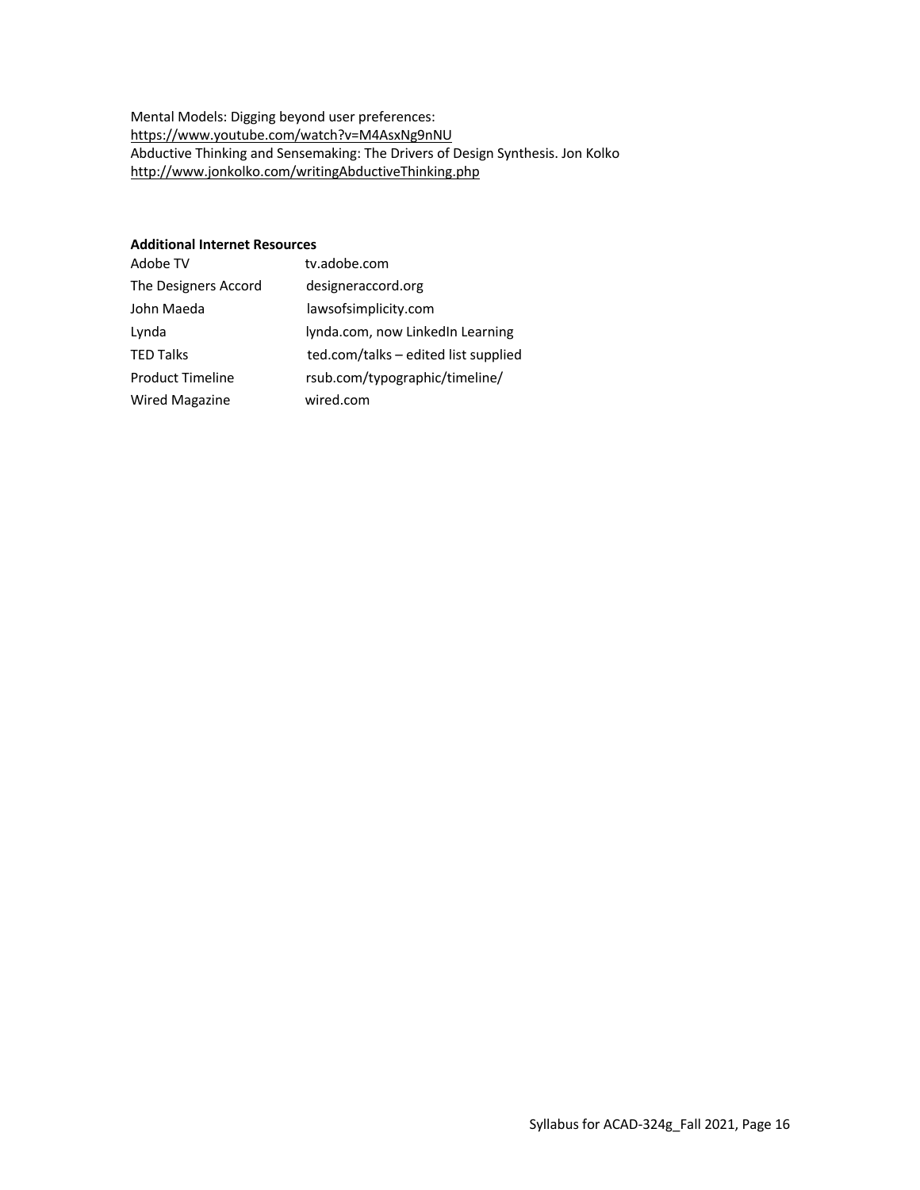Mental Models: Digging beyond user preferences:
https://www.youtube.com/watch?v=M4AsxNg9nNU
Abductive Thinking and Sensemaking: The Drivers of Design Synthesis. Jon Kolko
http://www.jonkolko.com/writingAbductiveThinking.php

**Additional Internet Resources**

| | |
|---|---|
| Adobe TV | tv.adobe.com |
| The Designers Accord | designeraccord.org |
| John Maeda | lawsofsimplicity.com |
| Lynda | lynda.com, now LinkedIn Learning |
| TED Talks | ted.com/talks – edited list supplied |
| Product Timeline | rsub.com/typographic/timeline/ |
| Wired Magazine | wired.com |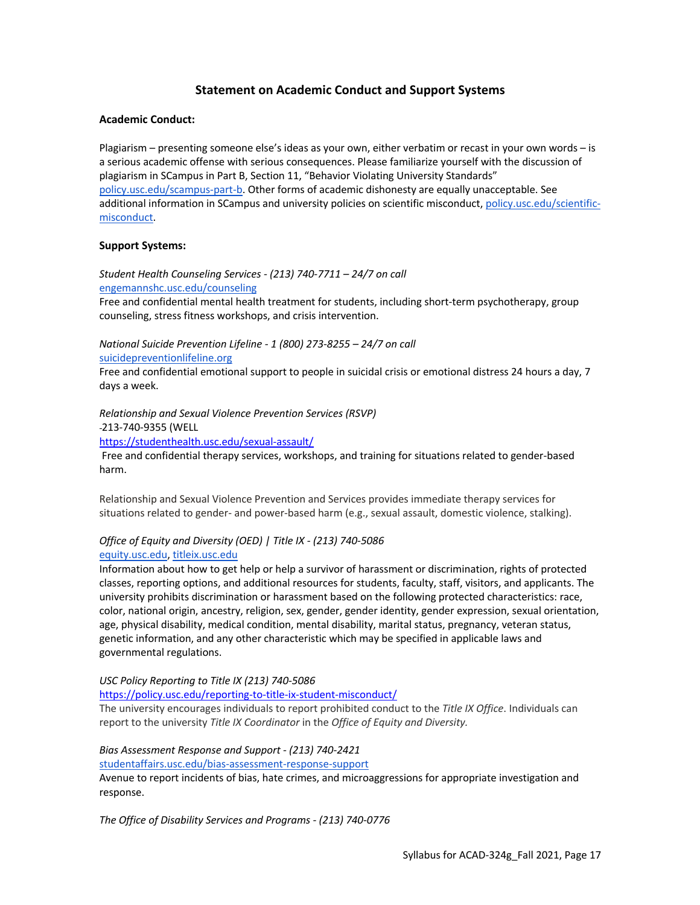## Statement on Academic Conduct and Support Systems

**Academic Conduct:**

Plagiarism – presenting someone else's ideas as your own, either verbatim or recast in your own words – is a serious academic offense with serious consequences. Please familiarize yourself with the discussion of plagiarism in SCampus in Part B, Section 11, "Behavior Violating University Standards" policy.usc.edu/scampus-part-b. Other forms of academic dishonesty are equally unacceptable. See additional information in SCampus and university policies on scientific misconduct, policy.usc.edu/scientific-misconduct.

**Support Systems:**

*Student Health Counseling Services - (213) 740-7711 – 24/7 on call*
engemannshc.usc.edu/counseling
Free and confidential mental health treatment for students, including short-term psychotherapy, group counseling, stress fitness workshops, and crisis intervention.

*National Suicide Prevention Lifeline - 1 (800) 273-8255 – 24/7 on call*
suicidepreventionlifeline.org
Free and confidential emotional support to people in suicidal crisis or emotional distress 24 hours a day, 7 days a week.

*Relationship and Sexual Violence Prevention Services (RSVP)*
-213-740-9355 (WELL
https://studenthealth.usc.edu/sexual-assault/
Free and confidential therapy services, workshops, and training for situations related to gender-based harm.

Relationship and Sexual Violence Prevention and Services provides immediate therapy services for situations related to gender- and power-based harm (e.g., sexual assault, domestic violence, stalking).

*Office of Equity and Diversity (OED) | Title IX - (213) 740-5086*
equity.usc.edu, titleix.usc.edu
Information about how to get help or help a survivor of harassment or discrimination, rights of protected classes, reporting options, and additional resources for students, faculty, staff, visitors, and applicants. The university prohibits discrimination or harassment based on the following protected characteristics: race, color, national origin, ancestry, religion, sex, gender, gender identity, gender expression, sexual orientation, age, physical disability, medical condition, mental disability, marital status, pregnancy, veteran status, genetic information, and any other characteristic which may be specified in applicable laws and governmental regulations.

*USC Policy Reporting to Title IX (213) 740-5086*
https://policy.usc.edu/reporting-to-title-ix-student-misconduct/
The university encourages individuals to report prohibited conduct to the *Title IX Office*. Individuals can report to the university *Title IX Coordinator* in the *Office of Equity and Diversity.*

*Bias Assessment Response and Support - (213) 740-2421*
studentaffairs.usc.edu/bias-assessment-response-support
Avenue to report incidents of bias, hate crimes, and microaggressions for appropriate investigation and response.

*The Office of Disability Services and Programs - (213) 740-0776*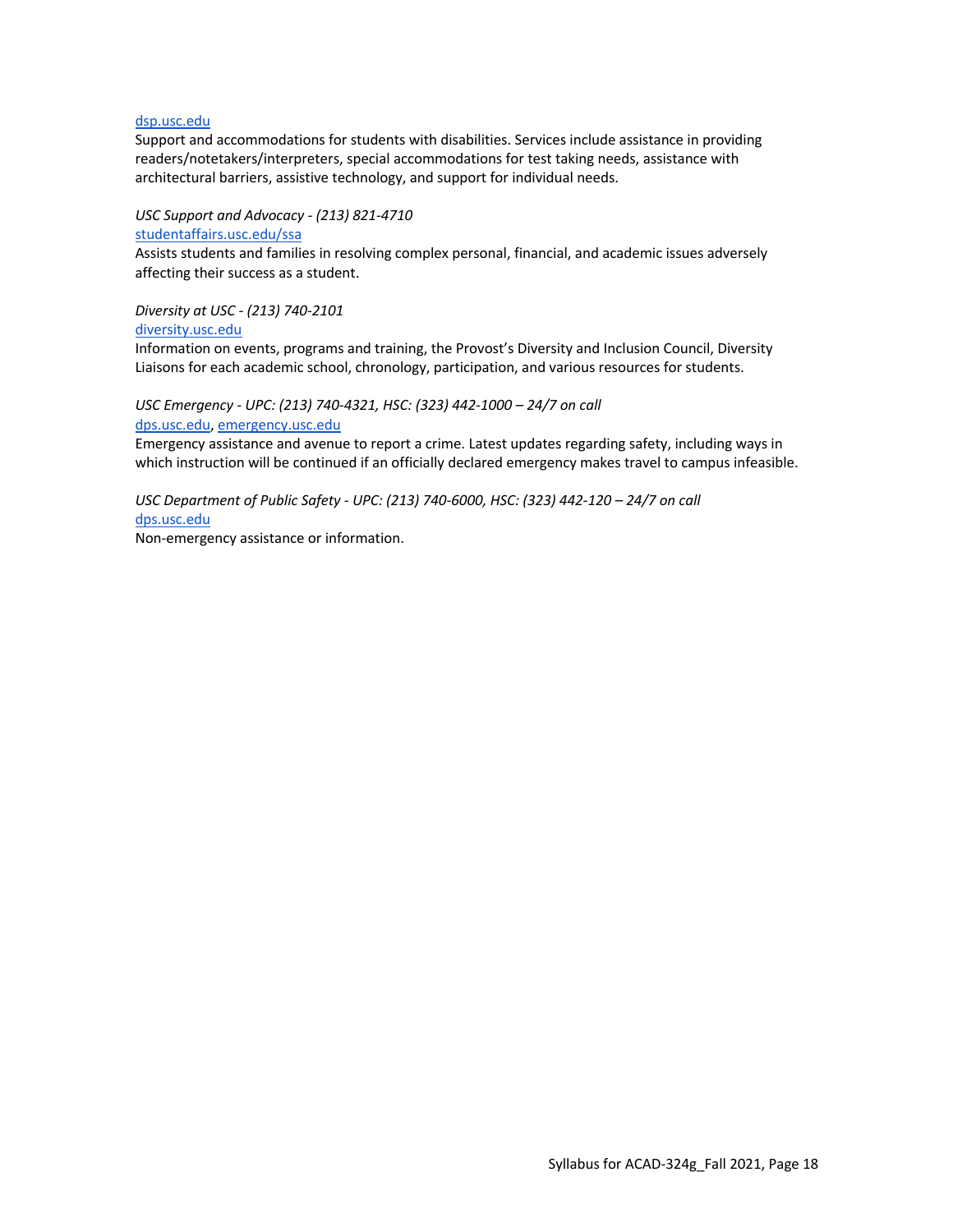[dsp.usc.edu](https://dsp.usc.edu)
Support and accommodations for students with disabilities. Services include assistance in providing readers/notetakers/interpreters, special accommodations for test taking needs, assistance with architectural barriers, assistive technology, and support for individual needs.

*USC Support and Advocacy - (213) 821-4710*
[studentaffairs.usc.edu/ssa](https://studentaffairs.usc.edu/ssa)
Assists students and families in resolving complex personal, financial, and academic issues adversely affecting their success as a student.

*Diversity at USC - (213) 740-2101*
[diversity.usc.edu](https://diversity.usc.edu)
Information on events, programs and training, the Provost's Diversity and Inclusion Council, Diversity Liaisons for each academic school, chronology, participation, and various resources for students.

*USC Emergency - UPC: (213) 740-4321, HSC: (323) 442-1000 – 24/7 on call*
[dps.usc.edu](https://dps.usc.edu), [emergency.usc.edu](https://emergency.usc.edu)
Emergency assistance and avenue to report a crime. Latest updates regarding safety, including ways in which instruction will be continued if an officially declared emergency makes travel to campus infeasible.

*USC Department of Public Safety - UPC: (213) 740-6000, HSC: (323) 442-120 – 24/7 on call*
[dps.usc.edu](https://dps.usc.edu)
Non-emergency assistance or information.